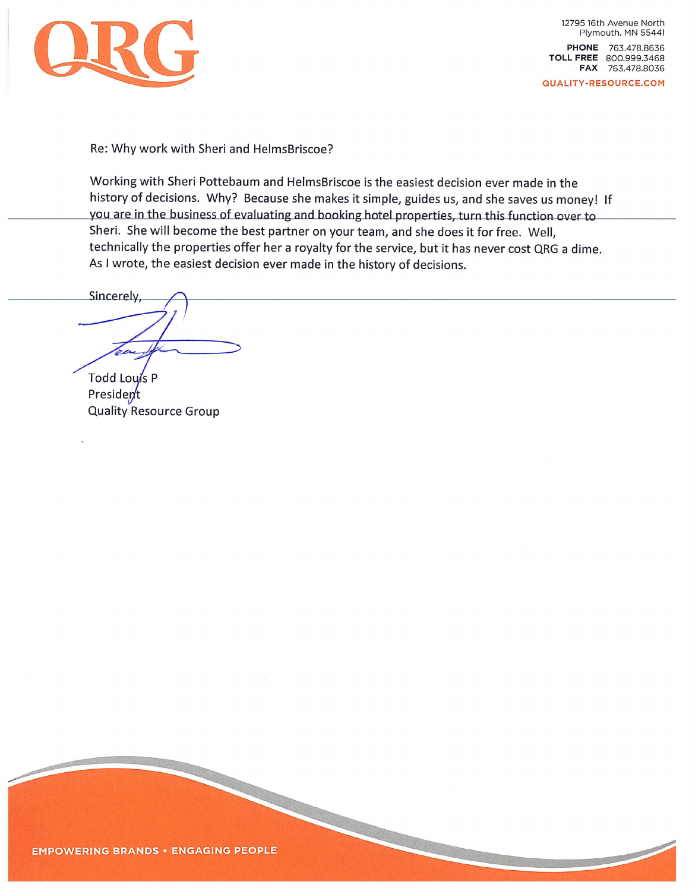QRG

12795 16th Avenue North
Plymouth, MN 55441

**PHONE** 763.478.8636
**TOLL FREE** 800.999.3468
**FAX** 763.478.8036

QUALITY-RESOURCE.COM

Re: Why work with Sheri and HelmsBriscoe?

Working with Sheri Pottebaum and HelmsBriscoe is the easiest decision ever made in the history of decisions. Why? Because she makes it simple, guides us, and she saves us money! If you are in the business of evaluating and booking hotel properties, turn this function over to Sheri. She will become the best partner on your team, and she does it for free. Well, technically the properties offer her a royalty for the service, but it has never cost QRG a dime. As I wrote, the easiest decision ever made in the history of decisions.

Sincerely,

Todd Louis P
President
Quality Resource Group

EMPOWERING BRANDS • ENGAGING PEOPLE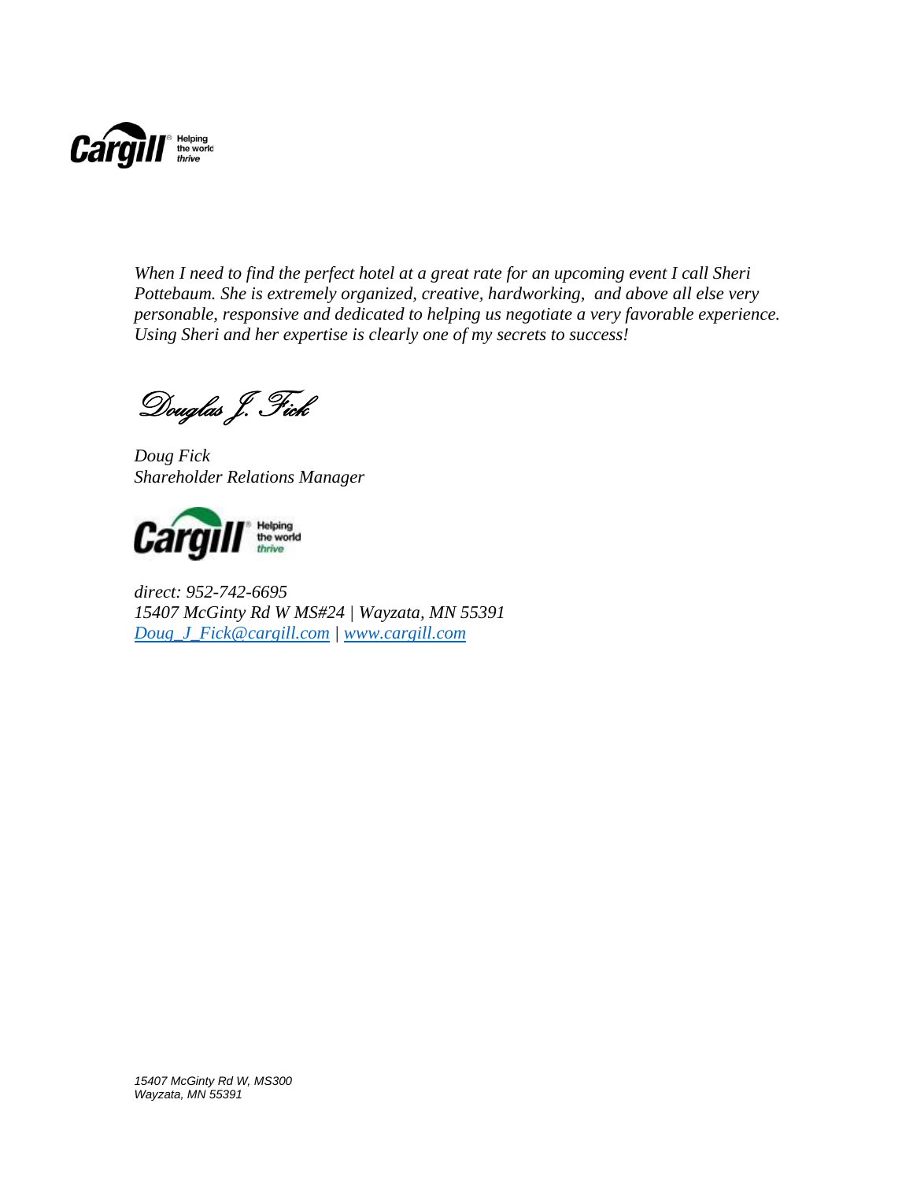*When I need to find the perfect hotel at a great rate for an upcoming event I call Sheri Pottebaum. She is extremely organized, creative, hardworking, and above all else very personable, responsive and dedicated to helping us negotiate a very favorable experience. Using Sheri and her expertise is clearly one of my secrets to success!*

*Douglas J. Fick*

*Doug Fick*
*Shareholder Relations Manager*

*direct: 952-742-6695*
*15407 McGinty Rd W MS#24 | Wayzata, MN 55391*
*Doug_J_Fick@cargill.com | www.cargill.com*

*15407 McGinty Rd W, MS300*
*Wayzata, MN 55391*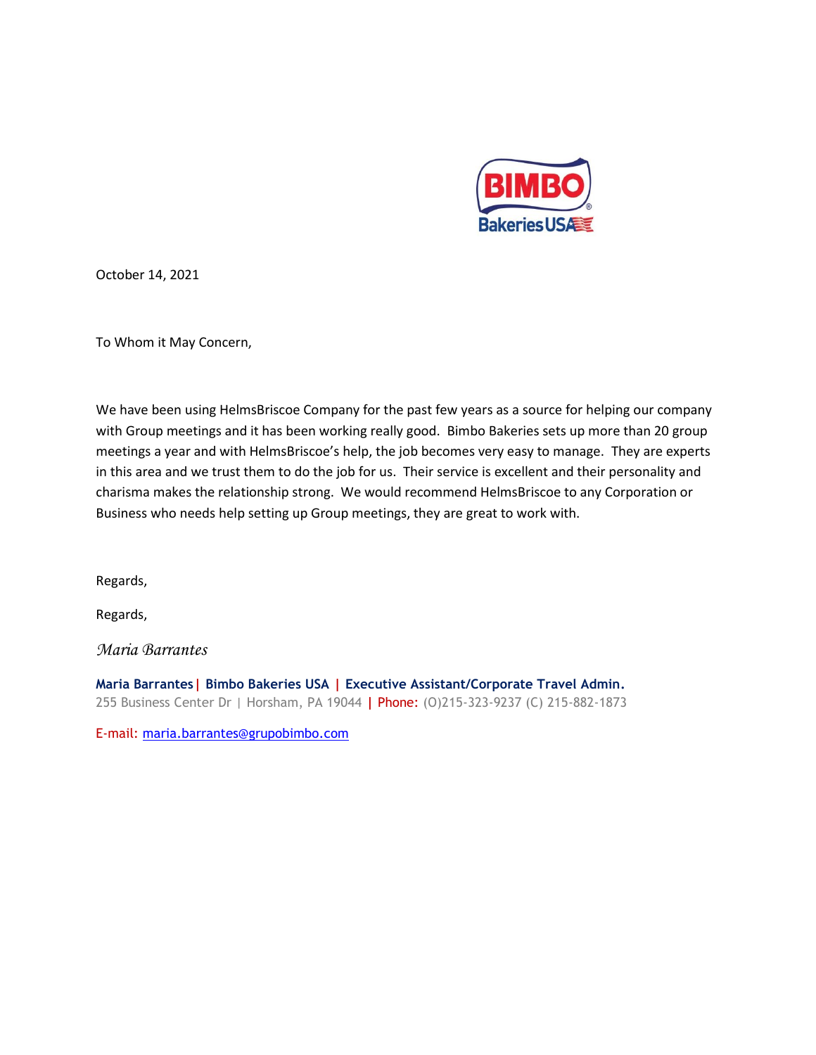BIMBO Bakeries USA

October 14, 2021

To Whom it May Concern,

We have been using HelmsBriscoe Company for the past few years as a source for helping our company with Group meetings and it has been working really good. Bimbo Bakeries sets up more than 20 group meetings a year and with HelmsBriscoe's help, the job becomes very easy to manage. They are experts in this area and we trust them to do the job for us. Their service is excellent and their personality and charisma makes the relationship strong. We would recommend HelmsBriscoe to any Corporation or Business who needs help setting up Group meetings, they are great to work with.

Regards,

Regards,

*Maria Barrantes*

**Maria Barrantes | Bimbo Bakeries USA | Executive Assistant/Corporate Travel Admin.**
255 Business Center Dr | Horsham, PA 19044 | Phone: (O)215-323-9237 (C) 215-882-1873

E-mail: maria.barrantes@grupobimbo.com